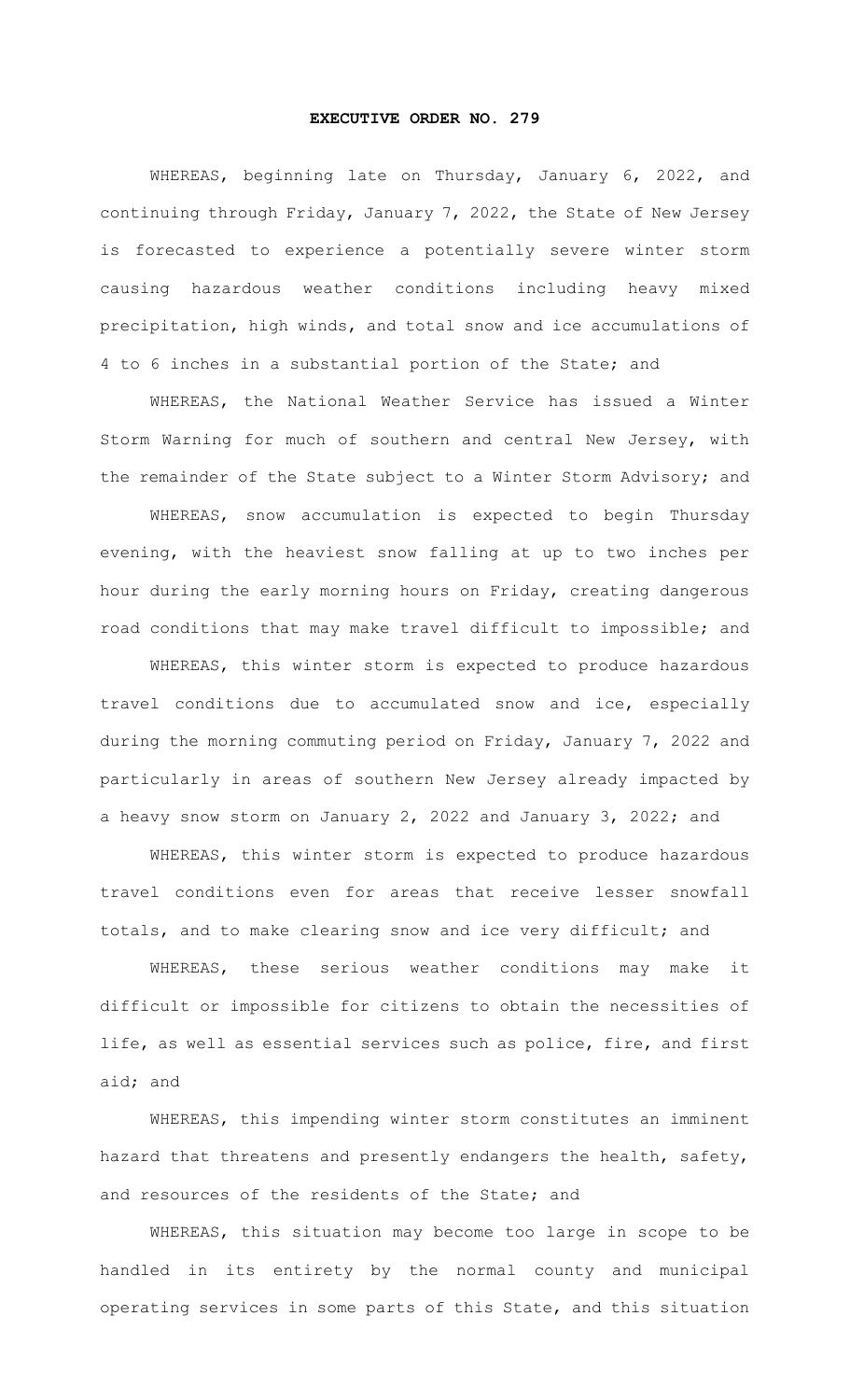# EXECUTIVE ORDER NO. 279

WHEREAS, beginning late on Thursday, January 6, 2022, and continuing through Friday, January 7, 2022, the State of New Jersey is forecasted to experience a potentially severe winter storm causing hazardous weather conditions including heavy mixed precipitation, high winds, and total snow and ice accumulations of 4 to 6 inches in a substantial portion of the State; and

WHEREAS, the National Weather Service has issued a Winter Storm Warning for much of southern and central New Jersey, with the remainder of the State subject to a Winter Storm Advisory; and

WHEREAS, snow accumulation is expected to begin Thursday evening, with the heaviest snow falling at up to two inches per hour during the early morning hours on Friday, creating dangerous road conditions that may make travel difficult to impossible; and

WHEREAS, this winter storm is expected to produce hazardous travel conditions due to accumulated snow and ice, especially during the morning commuting period on Friday, January 7, 2022 and particularly in areas of southern New Jersey already impacted by a heavy snow storm on January 2, 2022 and January 3, 2022; and

WHEREAS, this winter storm is expected to produce hazardous travel conditions even for areas that receive lesser snowfall totals, and to make clearing snow and ice very difficult; and

WHEREAS, these serious weather conditions may make it difficult or impossible for citizens to obtain the necessities of life, as well as essential services such as police, fire, and first aid; and

WHEREAS, this impending winter storm constitutes an imminent hazard that threatens and presently endangers the health, safety, and resources of the residents of the State; and

WHEREAS, this situation may become too large in scope to be handled in its entirety by the normal county and municipal operating services in some parts of this State, and this situation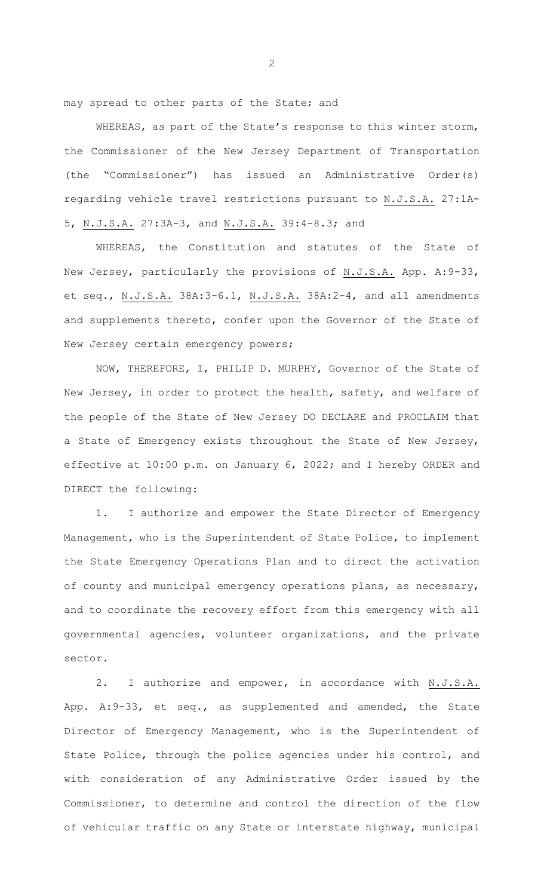may spread to other parts of the State; and

WHEREAS, as part of the State's response to this winter storm, the Commissioner of the New Jersey Department of Transportation (the "Commissioner") has issued an Administrative Order(s) regarding vehicle travel restrictions pursuant to N.J.S.A. 27:1A-5, N.J.S.A. 27:3A-3, and N.J.S.A. 39:4-8.3; and

WHEREAS, the Constitution and statutes of the State of New Jersey, particularly the provisions of N.J.S.A. App. A:9-33, et seq., N.J.S.A. 38A:3-6.1, N.J.S.A. 38A:2-4, and all amendments and supplements thereto, confer upon the Governor of the State of New Jersey certain emergency powers;

NOW, THEREFORE, I, PHILIP D. MURPHY, Governor of the State of New Jersey, in order to protect the health, safety, and welfare of the people of the State of New Jersey DO DECLARE and PROCLAIM that a State of Emergency exists throughout the State of New Jersey, effective at 10:00 p.m. on January 6, 2022; and I hereby ORDER and DIRECT the following:

1. I authorize and empower the State Director of Emergency Management, who is the Superintendent of State Police, to implement the State Emergency Operations Plan and to direct the activation of county and municipal emergency operations plans, as necessary, and to coordinate the recovery effort from this emergency with all governmental agencies, volunteer organizations, and the private sector.

2. I authorize and empower, in accordance with N.J.S.A. App. A:9-33, et seq., as supplemented and amended, the State Director of Emergency Management, who is the Superintendent of State Police, through the police agencies under his control, and with consideration of any Administrative Order issued by the Commissioner, to determine and control the direction of the flow of vehicular traffic on any State or interstate highway, municipal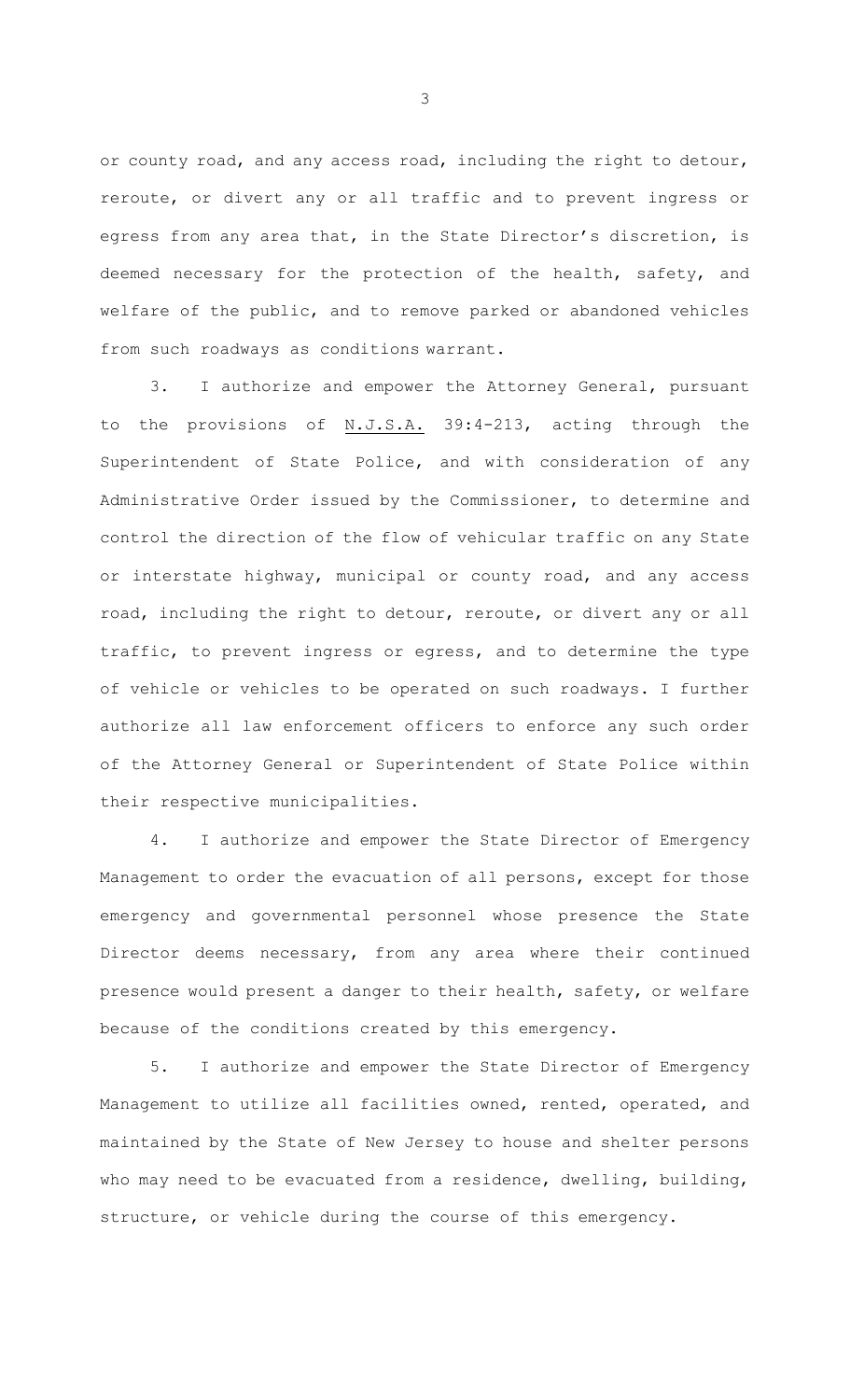or county road, and any access road, including the right to detour, reroute, or divert any or all traffic and to prevent ingress or egress from any area that, in the State Director's discretion, is deemed necessary for the protection of the health, safety, and welfare of the public, and to remove parked or abandoned vehicles from such roadways as conditions warrant.

3. I authorize and empower the Attorney General, pursuant to the provisions of N.J.S.A. 39:4-213, acting through the Superintendent of State Police, and with consideration of any Administrative Order issued by the Commissioner, to determine and control the direction of the flow of vehicular traffic on any State or interstate highway, municipal or county road, and any access road, including the right to detour, reroute, or divert any or all traffic, to prevent ingress or egress, and to determine the type of vehicle or vehicles to be operated on such roadways. I further authorize all law enforcement officers to enforce any such order of the Attorney General or Superintendent of State Police within their respective municipalities.

4. I authorize and empower the State Director of Emergency Management to order the evacuation of all persons, except for those emergency and governmental personnel whose presence the State Director deems necessary, from any area where their continued presence would present a danger to their health, safety, or welfare because of the conditions created by this emergency.

5. I authorize and empower the State Director of Emergency Management to utilize all facilities owned, rented, operated, and maintained by the State of New Jersey to house and shelter persons who may need to be evacuated from a residence, dwelling, building, structure, or vehicle during the course of this emergency.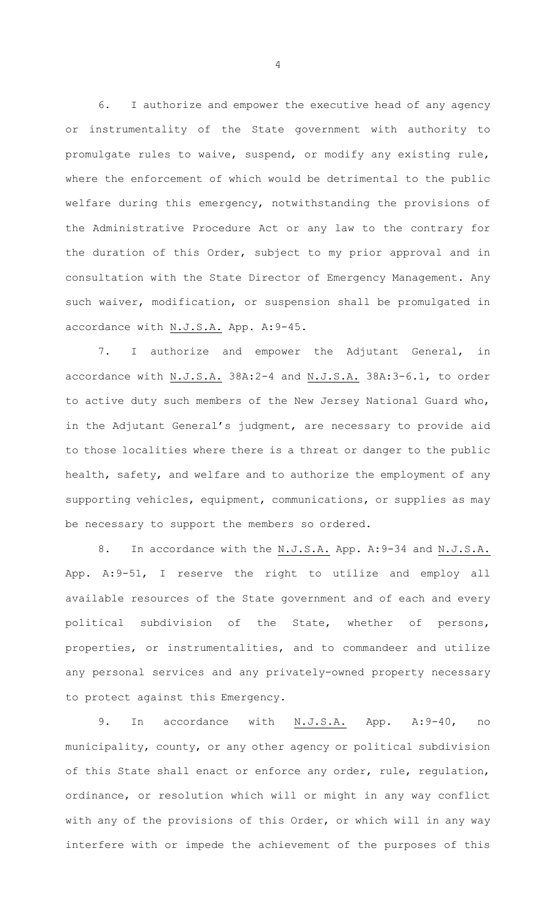6. I authorize and empower the executive head of any agency or instrumentality of the State government with authority to promulgate rules to waive, suspend, or modify any existing rule, where the enforcement of which would be detrimental to the public welfare during this emergency, notwithstanding the provisions of the Administrative Procedure Act or any law to the contrary for the duration of this Order, subject to my prior approval and in consultation with the State Director of Emergency Management. Any such waiver, modification, or suspension shall be promulgated in accordance with N.J.S.A. App. A:9-45.

7. I authorize and empower the Adjutant General, in accordance with N.J.S.A. 38A:2-4 and N.J.S.A. 38A:3-6.1, to order to active duty such members of the New Jersey National Guard who, in the Adjutant General's judgment, are necessary to provide aid to those localities where there is a threat or danger to the public health, safety, and welfare and to authorize the employment of any supporting vehicles, equipment, communications, or supplies as may be necessary to support the members so ordered.

8. In accordance with the N.J.S.A. App. A:9-34 and N.J.S.A. App. A:9-51, I reserve the right to utilize and employ all available resources of the State government and of each and every political subdivision of the State, whether of persons, properties, or instrumentalities, and to commandeer and utilize any personal services and any privately-owned property necessary to protect against this Emergency.

9. In accordance with N.J.S.A. App. A:9-40, no municipality, county, or any other agency or political subdivision of this State shall enact or enforce any order, rule, regulation, ordinance, or resolution which will or might in any way conflict with any of the provisions of this Order, or which will in any way interfere with or impede the achievement of the purposes of this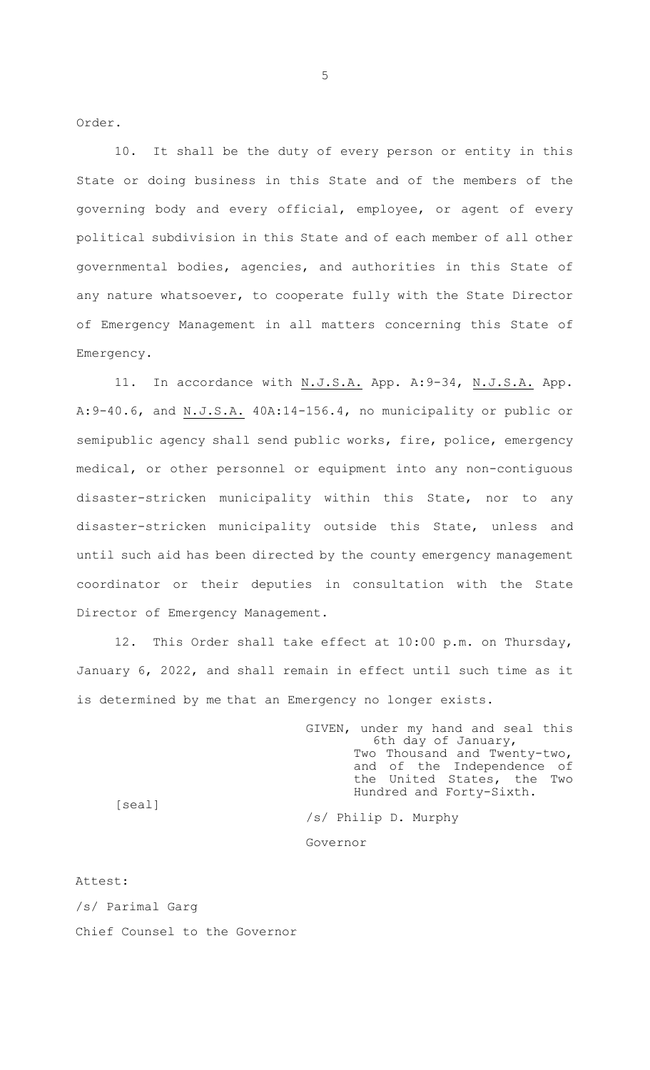Order.

10. It shall be the duty of every person or entity in this State or doing business in this State and of the members of the governing body and every official, employee, or agent of every political subdivision in this State and of each member of all other governmental bodies, agencies, and authorities in this State of any nature whatsoever, to cooperate fully with the State Director of Emergency Management in all matters concerning this State of Emergency.

11. In accordance with N.J.S.A. App. A:9-34, N.J.S.A. App. A:9-40.6, and N.J.S.A. 40A:14-156.4, no municipality or public or semipublic agency shall send public works, fire, police, emergency medical, or other personnel or equipment into any non-contiguous disaster-stricken municipality within this State, nor to any disaster-stricken municipality outside this State, unless and until such aid has been directed by the county emergency management coordinator or their deputies in consultation with the State Director of Emergency Management.

12. This Order shall take effect at 10:00 p.m. on Thursday, January 6, 2022, and shall remain in effect until such time as it is determined by me that an Emergency no longer exists.

GIVEN, under my hand and seal this 6th day of January, Two Thousand and Twenty-two, and of the Independence of the United States, the Two Hundred and Forty-Sixth.

[seal]

/s/ Philip D. Murphy

Governor

Attest:

/s/ Parimal Garg

Chief Counsel to the Governor